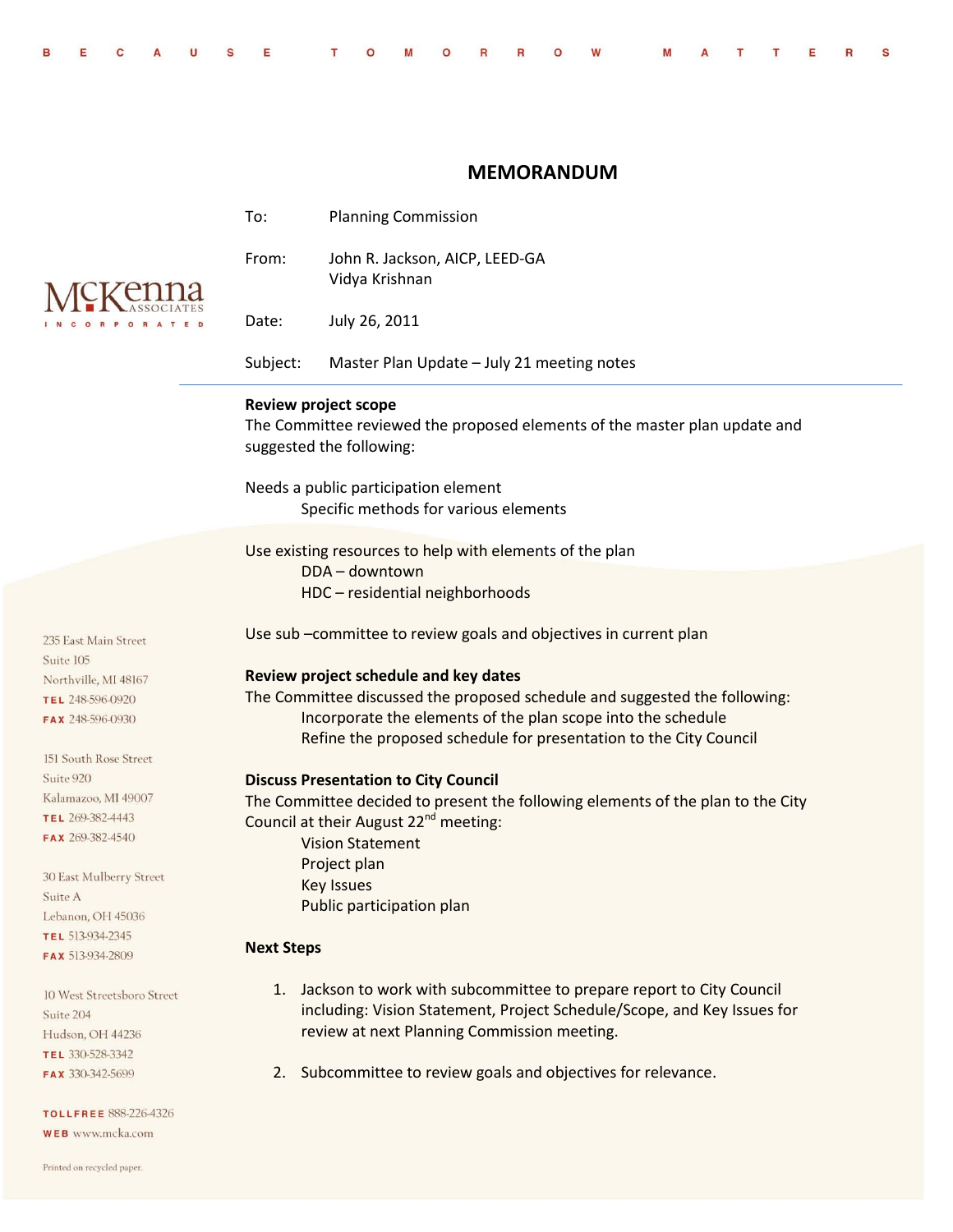BECAUSE TOMORROW MATTERS

# MEMORANDUM

To: Planning Commission

From: John R. Jackson, AICP, LEED-GA
Vidya Krishnan

Date: July 26, 2011

Subject: Master Plan Update – July 21 meeting notes

McKenna Associates Incorporated

235 East Main Street
Suite 105
Northville, MI 48167
TEL 248-596-0920
FAX 248-596-0930

151 South Rose Street
Suite 920
Kalamazoo, MI 49007
TEL 269-382-4443
FAX 269-382-4540

30 East Mulberry Street
Suite A
Lebanon, OH 45036
TEL 513-934-2345
FAX 513-934-2809

10 West Streetsboro Street
Suite 204
Hudson, OH 44236
TEL 330-528-3342
FAX 330-342-5699

TOLLFREE 888-226-4326
WEB www.mcka.com

Printed on recycled paper.

**Review project scope**
The Committee reviewed the proposed elements of the master plan update and suggested the following:

Needs a public participation element
- Specific methods for various elements

Use existing resources to help with elements of the plan
- DDA – downtown
- HDC – residential neighborhoods

Use sub –committee to review goals and objectives in current plan

**Review project schedule and key dates**
The Committee discussed the proposed schedule and suggested the following:
- Incorporate the elements of the plan scope into the schedule
- Refine the proposed schedule for presentation to the City Council

**Discuss Presentation to City Council**
The Committee decided to present the following elements of the plan to the City Council at their August 22nd meeting:
- Vision Statement
- Project plan
- Key Issues
- Public participation plan

**Next Steps**

1. Jackson to work with subcommittee to prepare report to City Council including: Vision Statement, Project Schedule/Scope, and Key Issues for review at next Planning Commission meeting.

2. Subcommittee to review goals and objectives for relevance.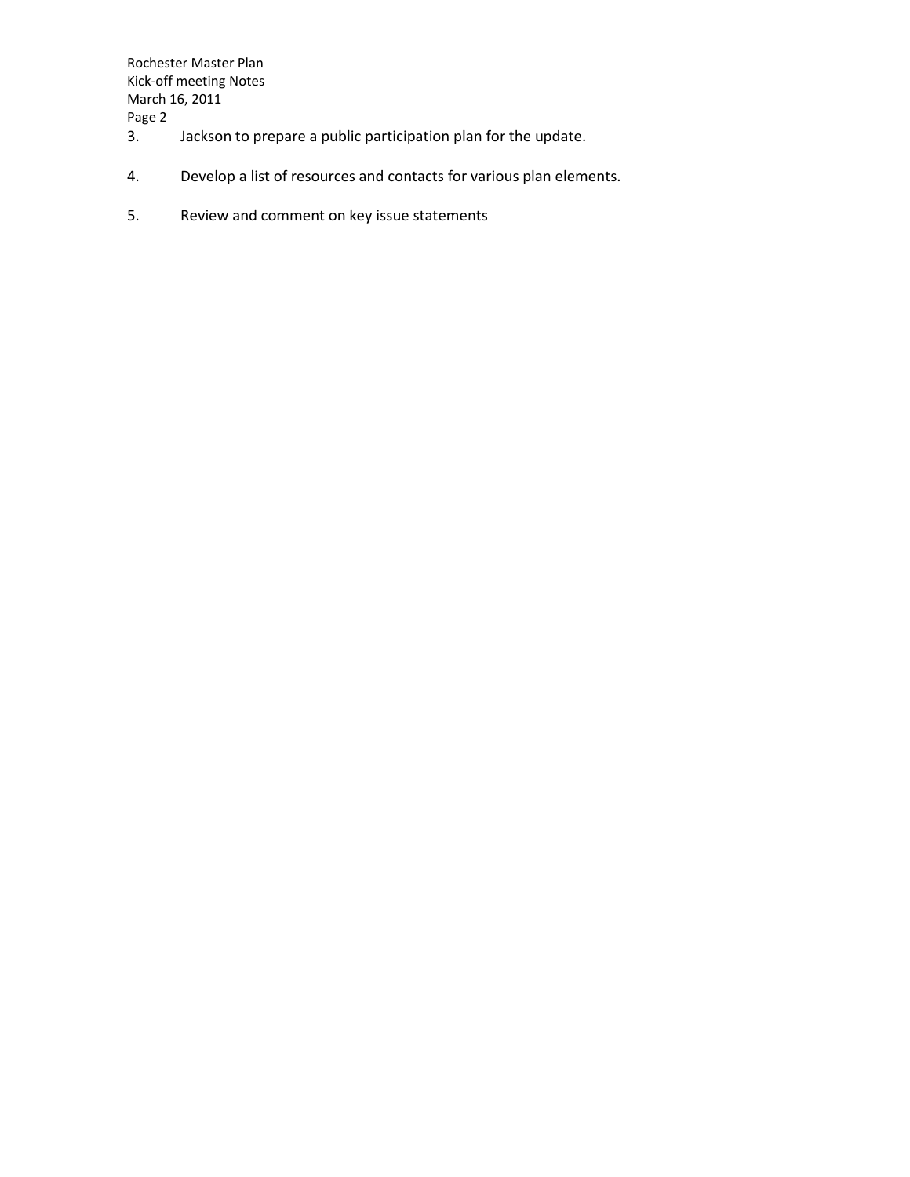3. Jackson to prepare a public participation plan for the update.

4. Develop a list of resources and contacts for various plan elements.

5. Review and comment on key issue statements